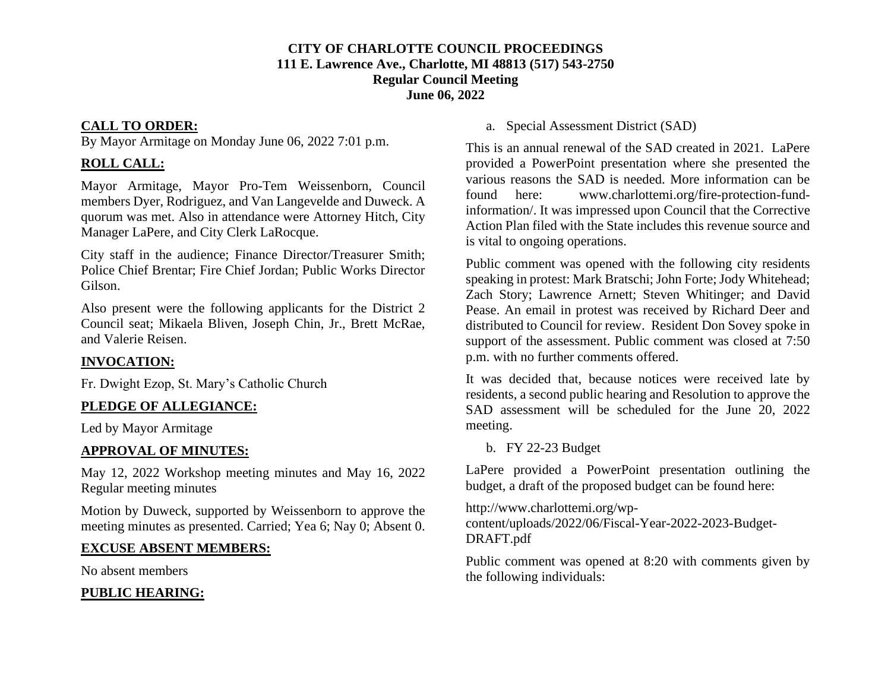# CITY OF CHARLOTTE COUNCIL PROCEEDINGS
**111 E. Lawrence Ave., Charlotte, MI 48813 (517) 543-2750**
**Regular Council Meeting**
**June 06, 2022**

## CALL TO ORDER:

By Mayor Armitage on Monday June 06, 2022 7:01 p.m.

## ROLL CALL:

Mayor Armitage, Mayor Pro-Tem Weissenborn, Council members Dyer, Rodriguez, and Van Langevelde and Duweck. A quorum was met. Also in attendance were Attorney Hitch, City Manager LaPere, and City Clerk LaRocque.

City staff in the audience; Finance Director/Treasurer Smith; Police Chief Brentar; Fire Chief Jordan; Public Works Director Gilson.

Also present were the following applicants for the District 2 Council seat; Mikaela Bliven, Joseph Chin, Jr., Brett McRae, and Valerie Reisen.

## INVOCATION:

Fr. Dwight Ezop, St. Mary's Catholic Church

## PLEDGE OF ALLEGIANCE:

Led by Mayor Armitage

## APPROVAL OF MINUTES:

May 12, 2022 Workshop meeting minutes and May 16, 2022 Regular meeting minutes

Motion by Duweck, supported by Weissenborn to approve the meeting minutes as presented. Carried; Yea 6; Nay 0; Absent 0.

## EXCUSE ABSENT MEMBERS:

No absent members

## PUBLIC HEARING:

a. Special Assessment District (SAD)

This is an annual renewal of the SAD created in 2021. LaPere provided a PowerPoint presentation where she presented the various reasons the SAD is needed. More information can be found here: www.charlottemi.org/fire-protection-fund-information/. It was impressed upon Council that the Corrective Action Plan filed with the State includes this revenue source and is vital to ongoing operations.

Public comment was opened with the following city residents speaking in protest: Mark Bratschi; John Forte; Jody Whitehead; Zach Story; Lawrence Arnett; Steven Whitinger; and David Pease. An email in protest was received by Richard Deer and distributed to Council for review. Resident Don Sovey spoke in support of the assessment. Public comment was closed at 7:50 p.m. with no further comments offered.

It was decided that, because notices were received late by residents, a second public hearing and Resolution to approve the SAD assessment will be scheduled for the June 20, 2022 meeting.

b. FY 22-23 Budget

LaPere provided a PowerPoint presentation outlining the budget, a draft of the proposed budget can be found here:

http://www.charlottemi.org/wp-content/uploads/2022/06/Fiscal-Year-2022-2023-Budget-DRAFT.pdf

Public comment was opened at 8:20 with comments given by the following individuals: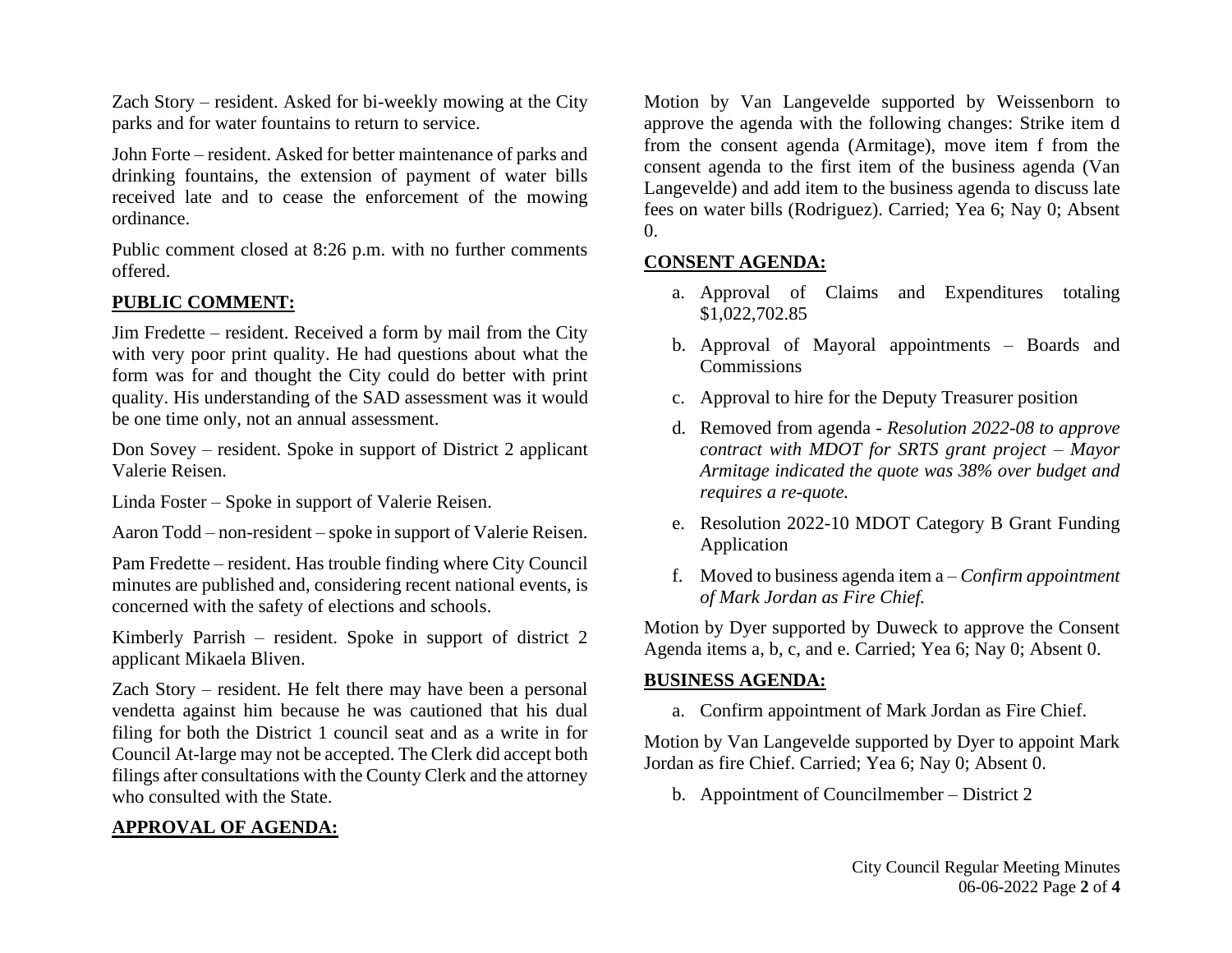Zach Story – resident. Asked for bi-weekly mowing at the City parks and for water fountains to return to service.

John Forte – resident. Asked for better maintenance of parks and drinking fountains, the extension of payment of water bills received late and to cease the enforcement of the mowing ordinance.

Public comment closed at 8:26 p.m. with no further comments offered.

## PUBLIC COMMENT:

Jim Fredette – resident. Received a form by mail from the City with very poor print quality. He had questions about what the form was for and thought the City could do better with print quality. His understanding of the SAD assessment was it would be one time only, not an annual assessment.

Don Sovey – resident. Spoke in support of District 2 applicant Valerie Reisen.

Linda Foster – Spoke in support of Valerie Reisen.

Aaron Todd – non-resident – spoke in support of Valerie Reisen.

Pam Fredette – resident. Has trouble finding where City Council minutes are published and, considering recent national events, is concerned with the safety of elections and schools.

Kimberly Parrish – resident. Spoke in support of district 2 applicant Mikaela Bliven.

Zach Story – resident. He felt there may have been a personal vendetta against him because he was cautioned that his dual filing for both the District 1 council seat and as a write in for Council At-large may not be accepted. The Clerk did accept both filings after consultations with the County Clerk and the attorney who consulted with the State.

## APPROVAL OF AGENDA:

Motion by Van Langevelde supported by Weissenborn to approve the agenda with the following changes: Strike item d from the consent agenda (Armitage), move item f from the consent agenda to the first item of the business agenda (Van Langevelde) and add item to the business agenda to discuss late fees on water bills (Rodriguez). Carried; Yea 6; Nay 0; Absent 0.

## CONSENT AGENDA:

a. Approval of Claims and Expenditures totaling $1,022,702.85
b. Approval of Mayoral appointments – Boards and Commissions
c. Approval to hire for the Deputy Treasurer position
d. Removed from agenda - *Resolution 2022-08 to approve contract with MDOT for SRTS grant project – Mayor Armitage indicated the quote was 38% over budget and requires a re-quote.*
e. Resolution 2022-10 MDOT Category B Grant Funding Application
f. Moved to business agenda item a – *Confirm appointment of Mark Jordan as Fire Chief.*

Motion by Dyer supported by Duweck to approve the Consent Agenda items a, b, c, and e. Carried; Yea 6; Nay 0; Absent 0.

## BUSINESS AGENDA:

a. Confirm appointment of Mark Jordan as Fire Chief.

Motion by Van Langevelde supported by Dyer to appoint Mark Jordan as fire Chief. Carried; Yea 6; Nay 0; Absent 0.

b. Appointment of Councilmember – District 2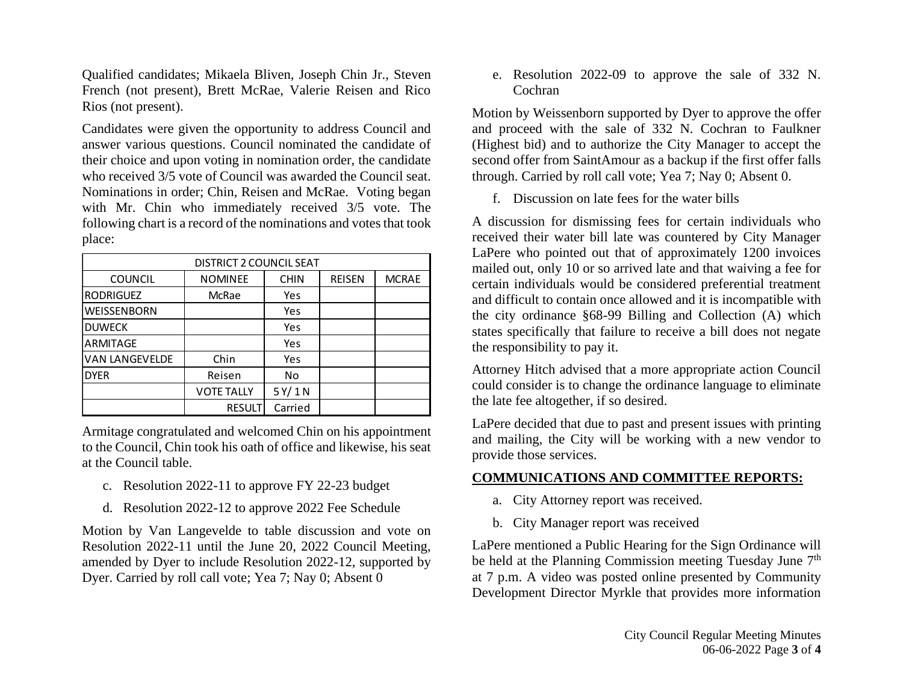Qualified candidates; Mikaela Bliven, Joseph Chin Jr., Steven French (not present), Brett McRae, Valerie Reisen and Rico Rios (not present).

Candidates were given the opportunity to address Council and answer various questions. Council nominated the candidate of their choice and upon voting in nomination order, the candidate who received 3/5 vote of Council was awarded the Council seat. Nominations in order; Chin, Reisen and McRae. Voting began with Mr. Chin who immediately received 3/5 vote. The following chart is a record of the nominations and votes that took place:

| DISTRICT 2 COUNCIL SEAT | | | | |
|---|---|---|---|---|
| COUNCIL | NOMINEE | CHIN | REISEN | MCRAE |
| RODRIGUEZ | McRae | Yes | | |
| WEISSENBORN | | Yes | | |
| DUWECK | | Yes | | |
| ARMITAGE | | Yes | | |
| VAN LANGEVELDE | Chin | Yes | | |
| DYER | Reisen | No | | |
| | VOTE TALLY | 5 Y/ 1 N | | |
| | RESULT | Carried | | |

Armitage congratulated and welcomed Chin on his appointment to the Council, Chin took his oath of office and likewise, his seat at the Council table.

c. Resolution 2022-11 to approve FY 22-23 budget

d. Resolution 2022-12 to approve 2022 Fee Schedule

Motion by Van Langevelde to table discussion and vote on Resolution 2022-11 until the June 20, 2022 Council Meeting, amended by Dyer to include Resolution 2022-12, supported by Dyer. Carried by roll call vote; Yea 7; Nay 0; Absent 0

e. Resolution 2022-09 to approve the sale of 332 N. Cochran

Motion by Weissenborn supported by Dyer to approve the offer and proceed with the sale of 332 N. Cochran to Faulkner (Highest bid) and to authorize the City Manager to accept the second offer from SaintAmour as a backup if the first offer falls through. Carried by roll call vote; Yea 7; Nay 0; Absent 0.

f. Discussion on late fees for the water bills

A discussion for dismissing fees for certain individuals who received their water bill late was countered by City Manager LaPere who pointed out that of approximately 1200 invoices mailed out, only 10 or so arrived late and that waiving a fee for certain individuals would be considered preferential treatment and difficult to contain once allowed and it is incompatible with the city ordinance §68-99 Billing and Collection (A) which states specifically that failure to receive a bill does not negate the responsibility to pay it.

Attorney Hitch advised that a more appropriate action Council could consider is to change the ordinance language to eliminate the late fee altogether, if so desired.

LaPere decided that due to past and present issues with printing and mailing, the City will be working with a new vendor to provide those services.

## COMMUNICATIONS AND COMMITTEE REPORTS:

a. City Attorney report was received.

b. City Manager report was received

LaPere mentioned a Public Hearing for the Sign Ordinance will be held at the Planning Commission meeting Tuesday June 7th at 7 p.m. A video was posted online presented by Community Development Director Myrkle that provides more information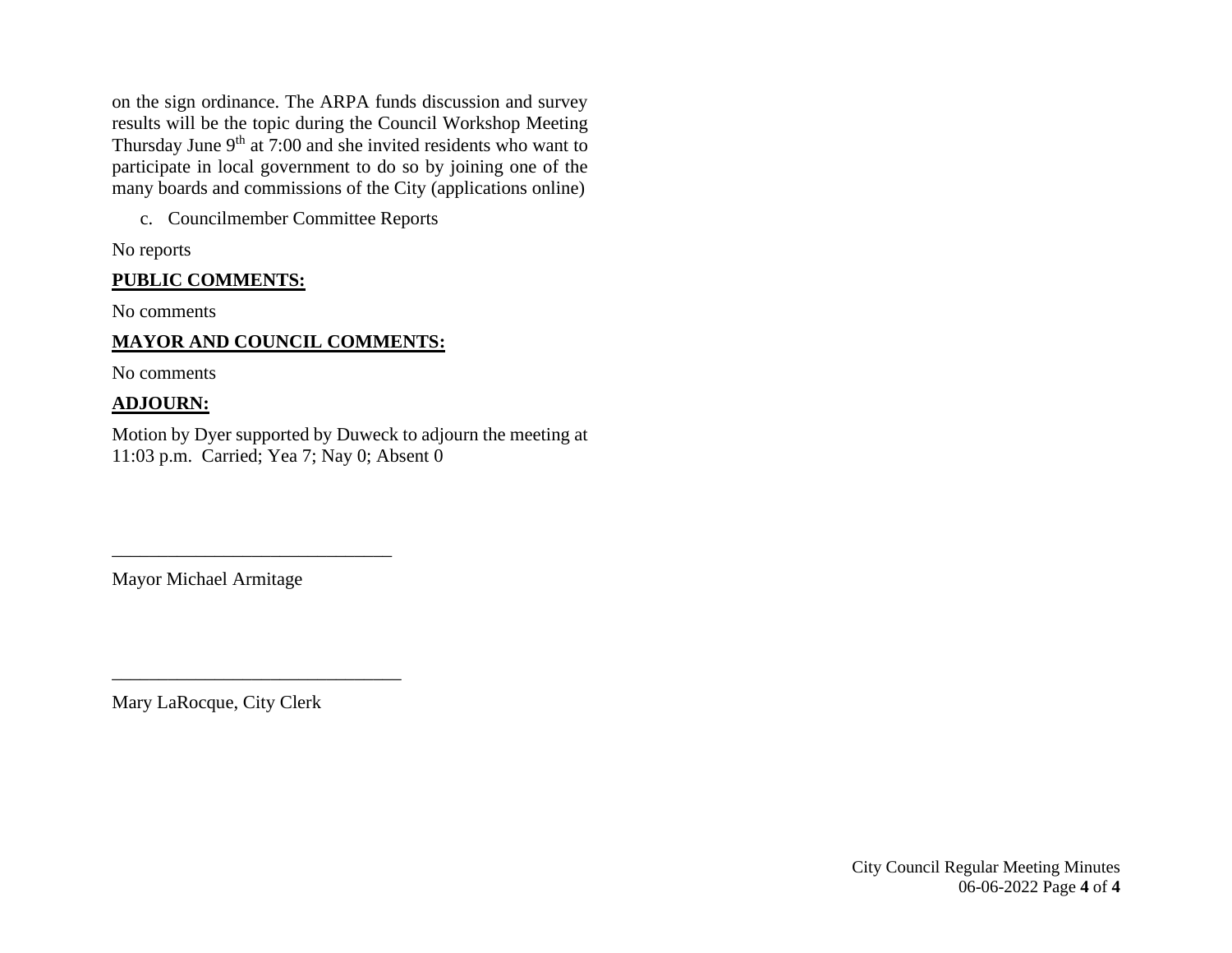on the sign ordinance. The ARPA funds discussion and survey results will be the topic during the Council Workshop Meeting Thursday June 9th at 7:00 and she invited residents who want to participate in local government to do so by joining one of the many boards and commissions of the City (applications online)

c. Councilmember Committee Reports

No reports

**PUBLIC COMMENTS:**

No comments

**MAYOR AND COUNCIL COMMENTS:**

No comments

**ADJOURN:**

Motion by Dyer supported by Duweck to adjourn the meeting at 11:03 p.m. Carried; Yea 7; Nay 0; Absent 0

\_\_\_\_\_\_\_\_\_\_\_\_\_\_\_\_\_\_\_\_\_\_\_\_\_\_\_\_\_\_

Mayor Michael Armitage

\_\_\_\_\_\_\_\_\_\_\_\_\_\_\_\_\_\_\_\_\_\_\_\_\_\_\_\_\_\_

Mary LaRocque, City Clerk